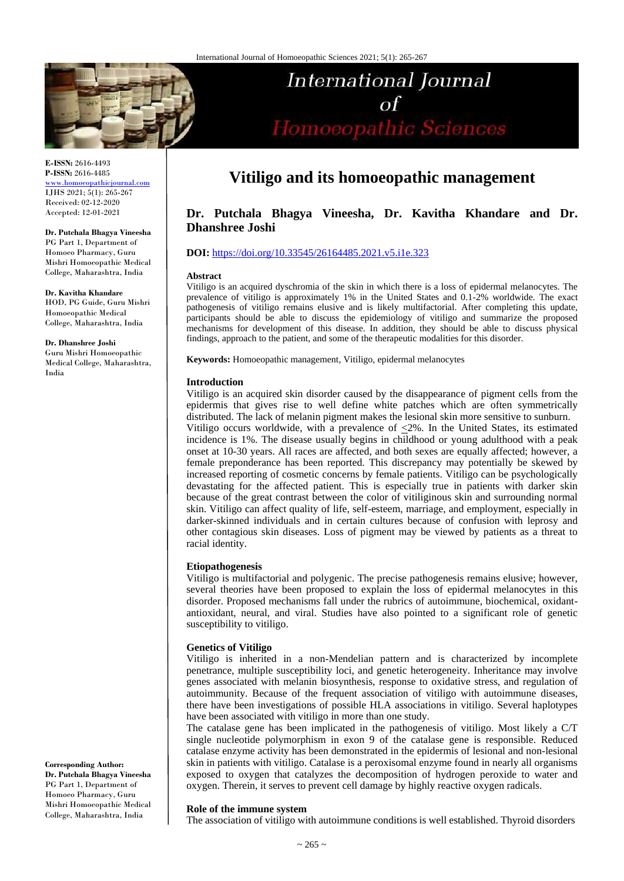# Vitiligo and its homoeopathic management

**Dr. Putchala Bhagya Vineesha, Dr. Kavitha Khandare and Dr. Dhanshree Joshi**

**DOI:** https://doi.org/10.33545/26164485.2021.v5.i1e.323

**E-ISSN:** 2616-4493
**P-ISSN:** 2616-4485
www.homoeopathicjournal.com
IJHS 2021; 5(1): 265-267
Received: 02-12-2020
Accepted: 12-01-2021

**Dr. Putchala Bhagya Vineesha**
PG Part 1, Department of Homoeo Pharmacy, Guru Mishri Homoeopathic Medical College, Maharashtra, India

**Dr. Kavitha Khandare**
HOD, PG Guide, Guru Mishri Homoeopathic Medical College, Maharashtra, India

**Dr. Dhanshree Joshi**
Guru Mishri Homoeopathic Medical College, Maharashtra, India

**Corresponding Author:**
**Dr. Putchala Bhagya Vineesha**
PG Part 1, Department of Homoeo Pharmacy, Guru Mishri Homoeopathic Medical College, Maharashtra, India

## Abstract

Vitiligo is an acquired dyschromia of the skin in which there is a loss of epidermal melanocytes. The prevalence of vitiligo is approximately 1% in the United States and 0.1-2% worldwide. The exact pathogenesis of vitiligo remains elusive and is likely multifactorial. After completing this update, participants should be able to discuss the epidemiology of vitiligo and summarize the proposed mechanisms for development of this disease. In addition, they should be able to discuss physical findings, approach to the patient, and some of the therapeutic modalities for this disorder.

**Keywords:** Homoeopathic management, Vitiligo, epidermal melanocytes

## Introduction

Vitiligo is an acquired skin disorder caused by the disappearance of pigment cells from the epidermis that gives rise to well define white patches which are often symmetrically distributed. The lack of melanin pigment makes the lesional skin more sensitive to sunburn.

Vitiligo occurs worldwide, with a prevalence of ≤2%. In the United States, its estimated incidence is 1%. The disease usually begins in childhood or young adulthood with a peak onset at 10-30 years. All races are affected, and both sexes are equally affected; however, a female preponderance has been reported. This discrepancy may potentially be skewed by increased reporting of cosmetic concerns by female patients. Vitiligo can be psychologically devastating for the affected patient. This is especially true in patients with darker skin because of the great contrast between the color of vitiliginous skin and surrounding normal skin. Vitiligo can affect quality of life, self-esteem, marriage, and employment, especially in darker-skinned individuals and in certain cultures because of confusion with leprosy and other contagious skin diseases. Loss of pigment may be viewed by patients as a threat to racial identity.

### Etiopathogenesis

Vitiligo is multifactorial and polygenic. The precise pathogenesis remains elusive; however, several theories have been proposed to explain the loss of epidermal melanocytes in this disorder. Proposed mechanisms fall under the rubrics of autoimmune, biochemical, oxidant-antioxidant, neural, and viral. Studies have also pointed to a significant role of genetic susceptibility to vitiligo.

### Genetics of Vitiligo

Vitiligo is inherited in a non-Mendelian pattern and is characterized by incomplete penetrance, multiple susceptibility loci, and genetic heterogeneity. Inheritance may involve genes associated with melanin biosynthesis, response to oxidative stress, and regulation of autoimmunity. Because of the frequent association of vitiligo with autoimmune diseases, there have been investigations of possible HLA associations in vitiligo. Several haplotypes have been associated with vitiligo in more than one study.

The catalase gene has been implicated in the pathogenesis of vitiligo. Most likely a C/T single nucleotide polymorphism in exon 9 of the catalase gene is responsible. Reduced catalase enzyme activity has been demonstrated in the epidermis of lesional and non-lesional skin in patients with vitiligo. Catalase is a peroxisomal enzyme found in nearly all organisms exposed to oxygen that catalyzes the decomposition of hydrogen peroxide to water and oxygen. Therein, it serves to prevent cell damage by highly reactive oxygen radicals.

### Role of the immune system

The association of vitiligo with autoimmune conditions is well established. Thyroid disorders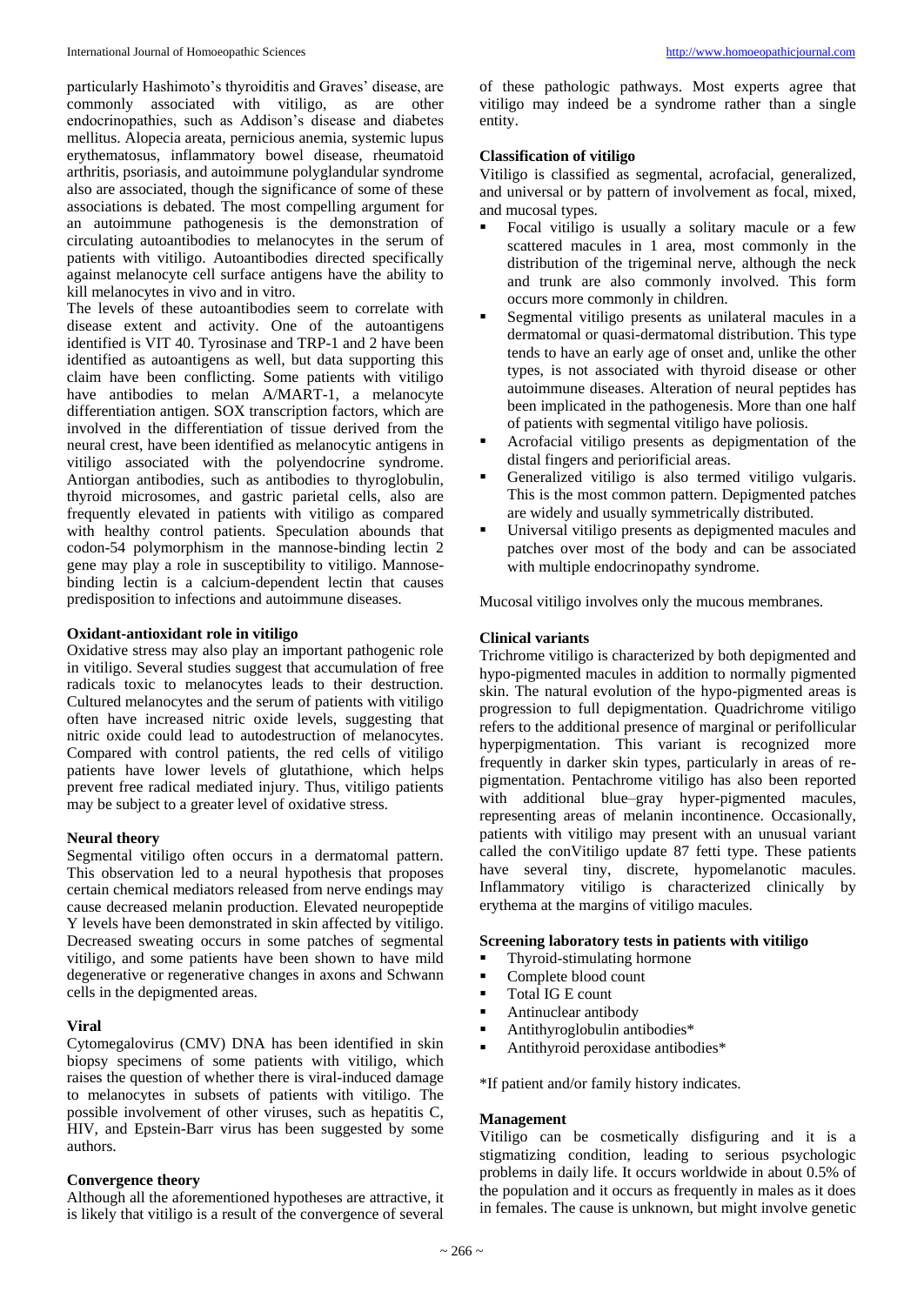particularly Hashimoto's thyroiditis and Graves' disease, are commonly associated with vitiligo, as are other endocrinopathies, such as Addison's disease and diabetes mellitus. Alopecia areata, pernicious anemia, systemic lupus erythematosus, inflammatory bowel disease, rheumatoid arthritis, psoriasis, and autoimmune polyglandular syndrome also are associated, though the significance of some of these associations is debated. The most compelling argument for an autoimmune pathogenesis is the demonstration of circulating autoantibodies to melanocytes in the serum of patients with vitiligo. Autoantibodies directed specifically against melanocyte cell surface antigens have the ability to kill melanocytes in vivo and in vitro.

The levels of these autoantibodies seem to correlate with disease extent and activity. One of the autoantigens identified is VIT 40. Tyrosinase and TRP-1 and 2 have been identified as autoantigens as well, but data supporting this claim have been conflicting. Some patients with vitiligo have antibodies to melan A/MART-1, a melanocyte differentiation antigen. SOX transcription factors, which are involved in the differentiation of tissue derived from the neural crest, have been identified as melanocytic antigens in vitiligo associated with the polyendocrine syndrome. Antiorgan antibodies, such as antibodies to thyroglobulin, thyroid microsomes, and gastric parietal cells, also are frequently elevated in patients with vitiligo as compared with healthy control patients. Speculation abounds that codon-54 polymorphism in the mannose-binding lectin 2 gene may play a role in susceptibility to vitiligo. Mannose-binding lectin is a calcium-dependent lectin that causes predisposition to infections and autoimmune diseases.

**Oxidant-antioxidant role in vitiligo**

Oxidative stress may also play an important pathogenic role in vitiligo. Several studies suggest that accumulation of free radicals toxic to melanocytes leads to their destruction. Cultured melanocytes and the serum of patients with vitiligo often have increased nitric oxide levels, suggesting that nitric oxide could lead to autodestruction of melanocytes. Compared with control patients, the red cells of vitiligo patients have lower levels of glutathione, which helps prevent free radical mediated injury. Thus, vitiligo patients may be subject to a greater level of oxidative stress.

**Neural theory**

Segmental vitiligo often occurs in a dermatomal pattern. This observation led to a neural hypothesis that proposes certain chemical mediators released from nerve endings may cause decreased melanin production. Elevated neuropeptide Y levels have been demonstrated in skin affected by vitiligo. Decreased sweating occurs in some patches of segmental vitiligo, and some patients have been shown to have mild degenerative or regenerative changes in axons and Schwann cells in the depigmented areas.

**Viral**

Cytomegalovirus (CMV) DNA has been identified in skin biopsy specimens of some patients with vitiligo, which raises the question of whether there is viral-induced damage to melanocytes in subsets of patients with vitiligo. The possible involvement of other viruses, such as hepatitis C, HIV, and Epstein-Barr virus has been suggested by some authors.

**Convergence theory**

Although all the aforementioned hypotheses are attractive, it is likely that vitiligo is a result of the convergence of several of these pathologic pathways. Most experts agree that vitiligo may indeed be a syndrome rather than a single entity.

**Classification of vitiligo**

Vitiligo is classified as segmental, acrofacial, generalized, and universal or by pattern of involvement as focal, mixed, and mucosal types.

- Focal vitiligo is usually a solitary macule or a few scattered macules in 1 area, most commonly in the distribution of the trigeminal nerve, although the neck and trunk are also commonly involved. This form occurs more commonly in children.
- Segmental vitiligo presents as unilateral macules in a dermatomal or quasi-dermatomal distribution. This type tends to have an early age of onset and, unlike the other types, is not associated with thyroid disease or other autoimmune diseases. Alteration of neural peptides has been implicated in the pathogenesis. More than one half of patients with segmental vitiligo have poliosis.
- Acrofacial vitiligo presents as depigmentation of the distal fingers and periorificial areas.
- Generalized vitiligo is also termed vitiligo vulgaris. This is the most common pattern. Depigmented patches are widely and usually symmetrically distributed.
- Universal vitiligo presents as depigmented macules and patches over most of the body and can be associated with multiple endocrinopathy syndrome.

Mucosal vitiligo involves only the mucous membranes.

**Clinical variants**

Trichrome vitiligo is characterized by both depigmented and hypo-pigmented macules in addition to normally pigmented skin. The natural evolution of the hypo-pigmented areas is progression to full depigmentation. Quadrichrome vitiligo refers to the additional presence of marginal or perifollicular hyperpigmentation. This variant is recognized more frequently in darker skin types, particularly in areas of re-pigmentation. Pentachrome vitiligo has also been reported with additional blue–gray hyper-pigmented macules, representing areas of melanin incontinence. Occasionally, patients with vitiligo may present with an unusual variant called the conVitiligo update 87 fetti type. These patients have several tiny, discrete, hypomelanotic macules. Inflammatory vitiligo is characterized clinically by erythema at the margins of vitiligo macules.

**Screening laboratory tests in patients with vitiligo**

- Thyroid-stimulating hormone
- Complete blood count
- Total IG E count
- Antinuclear antibody
- Antithyroglobulin antibodies*
- Antithyroid peroxidase antibodies*

*If patient and/or family history indicates.

**Management**

Vitiligo can be cosmetically disfiguring and it is a stigmatizing condition, leading to serious psychologic problems in daily life. It occurs worldwide in about 0.5% of the population and it occurs as frequently in males as it does in females. The cause is unknown, but might involve genetic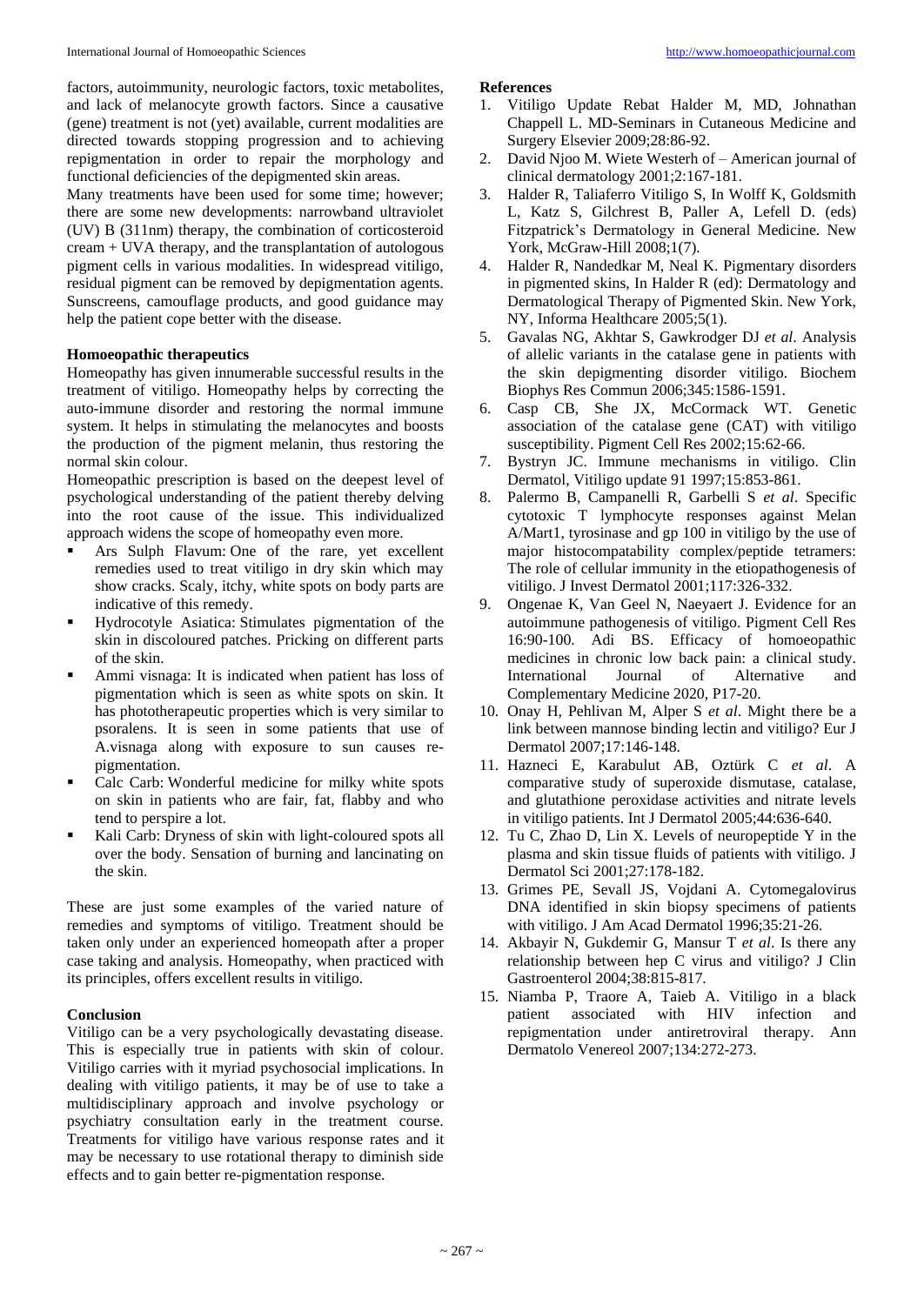factors, autoimmunity, neurologic factors, toxic metabolites, and lack of melanocyte growth factors. Since a causative (gene) treatment is not (yet) available, current modalities are directed towards stopping progression and to achieving repigmentation in order to repair the morphology and functional deficiencies of the depigmented skin areas.

Many treatments have been used for some time; however; there are some new developments: narrowband ultraviolet (UV) B (311nm) therapy, the combination of corticosteroid cream + UVA therapy, and the transplantation of autologous pigment cells in various modalities. In widespread vitiligo, residual pigment can be removed by depigmentation agents. Sunscreens, camouflage products, and good guidance may help the patient cope better with the disease.

**Homoeopathic therapeutics**

Homoeopathy has given innumerable successful results in the treatment of vitiligo. Homoeopathy helps by correcting the auto-immune disorder and restoring the normal immune system. It helps in stimulating the melanocytes and boosts the production of the pigment melanin, thus restoring the normal skin colour.

Homeopathic prescription is based on the deepest level of psychological understanding of the patient thereby delving into the root cause of the issue. This individualized approach widens the scope of homeopathy even more.

- Ars Sulph Flavum: One of the rare, yet excellent remedies used to treat vitiligo in dry skin which may show cracks. Scaly, itchy, white spots on body parts are indicative of this remedy.
- Hydrocotyle Asiatica: Stimulates pigmentation of the skin in discoloured patches. Pricking on different parts of the skin.
- Ammi visnaga: It is indicated when patient has loss of pigmentation which is seen as white spots on skin. It has phototherapeutic properties which is very similar to psoralens. It is seen in some patients that use of A.visnaga along with exposure to sun causes re-pigmentation.
- Calc Carb: Wonderful medicine for milky white spots on skin in patients who are fair, fat, flabby and who tend to perspire a lot.
- Kali Carb: Dryness of skin with light-coloured spots all over the body. Sensation of burning and lancinating on the skin.

These are just some examples of the varied nature of remedies and symptoms of vitiligo. Treatment should be taken only under an experienced homeopath after a proper case taking and analysis. Homeopathy, when practiced with its principles, offers excellent results in vitiligo.

**Conclusion**

Vitiligo can be a very psychologically devastating disease. This is especially true in patients with skin of colour. Vitiligo carries with it myriad psychosocial implications. In dealing with vitiligo patients, it may be of use to take a multidisciplinary approach and involve psychology or psychiatry consultation early in the treatment course. Treatments for vitiligo have various response rates and it may be necessary to use rotational therapy to diminish side effects and to gain better re-pigmentation response.

**References**

1. Vitiligo Update Rebat Halder M, MD, Johnathan Chappell L. MD-Seminars in Cutaneous Medicine and Surgery Elsevier 2009;28:86-92.
2. David Njoo M. Wiete Westerh of – American journal of clinical dermatology 2001;2:167-181.
3. Halder R, Taliaferro Vitiligo S, In Wolff K, Goldsmith L, Katz S, Gilchrest B, Paller A, Lefell D. (eds) Fitzpatrick's Dermatology in General Medicine. New York, McGraw-Hill 2008;1(7).
4. Halder R, Nandedkar M, Neal K. Pigmentary disorders in pigmented skins, In Halder R (ed): Dermatology and Dermatological Therapy of Pigmented Skin. New York, NY, Informa Healthcare 2005;5(1).
5. Gavalas NG, Akhtar S, Gawkrodger DJ *et al*. Analysis of allelic variants in the catalase gene in patients with the skin depigmenting disorder vitiligo. Biochem Biophys Res Commun 2006;345:1586-1591.
6. Casp CB, She JX, McCormack WT. Genetic association of the catalase gene (CAT) with vitiligo susceptibility. Pigment Cell Res 2002;15:62-66.
7. Bystryn JC. Immune mechanisms in vitiligo. Clin Dermatol, Vitiligo update 91 1997;15:853-861.
8. Palermo B, Campanelli R, Garbelli S *et al*. Specific cytotoxic T lymphocyte responses against Melan A/Mart1, tyrosinase and gp 100 in vitiligo by the use of major histocompatability complex/peptide tetramers: The role of cellular immunity in the etiopathogenesis of vitiligo. J Invest Dermatol 2001;117:326-332.
9. Ongenae K, Van Geel N, Naeyaert J. Evidence for an autoimmune pathogenesis of vitiligo. Pigment Cell Res 16:90-100. Adi BS. Efficacy of homoeopathic medicines in chronic low back pain: a clinical study. International Journal of Alternative and Complementary Medicine 2020, P17-20.
10. Onay H, Pehlivan M, Alper S *et al*. Might there be a link between mannose binding lectin and vitiligo? Eur J Dermatol 2007;17:146-148.
11. Hazneci E, Karabulut AB, Oztürk C *et al*. A comparative study of superoxide dismutase, catalase, and glutathione peroxidase activities and nitrate levels in vitiligo patients. Int J Dermatol 2005;44:636-640.
12. Tu C, Zhao D, Lin X. Levels of neuropeptide Y in the plasma and skin tissue fluids of patients with vitiligo. J Dermatol Sci 2001;27:178-182.
13. Grimes PE, Sevall JS, Vojdani A. Cytomegalovirus DNA identified in skin biopsy specimens of patients with vitiligo. J Am Acad Dermatol 1996;35:21-26.
14. Akbayir N, Gukdemir G, Mansur T *et al*. Is there any relationship between hep C virus and vitiligo? J Clin Gastroenterol 2004;38:815-817.
15. Niamba P, Traore A, Taieb A. Vitiligo in a black patient associated with HIV infection and repigmentation under antiretroviral therapy. Ann Dermatolo Venereol 2007;134:272-273.